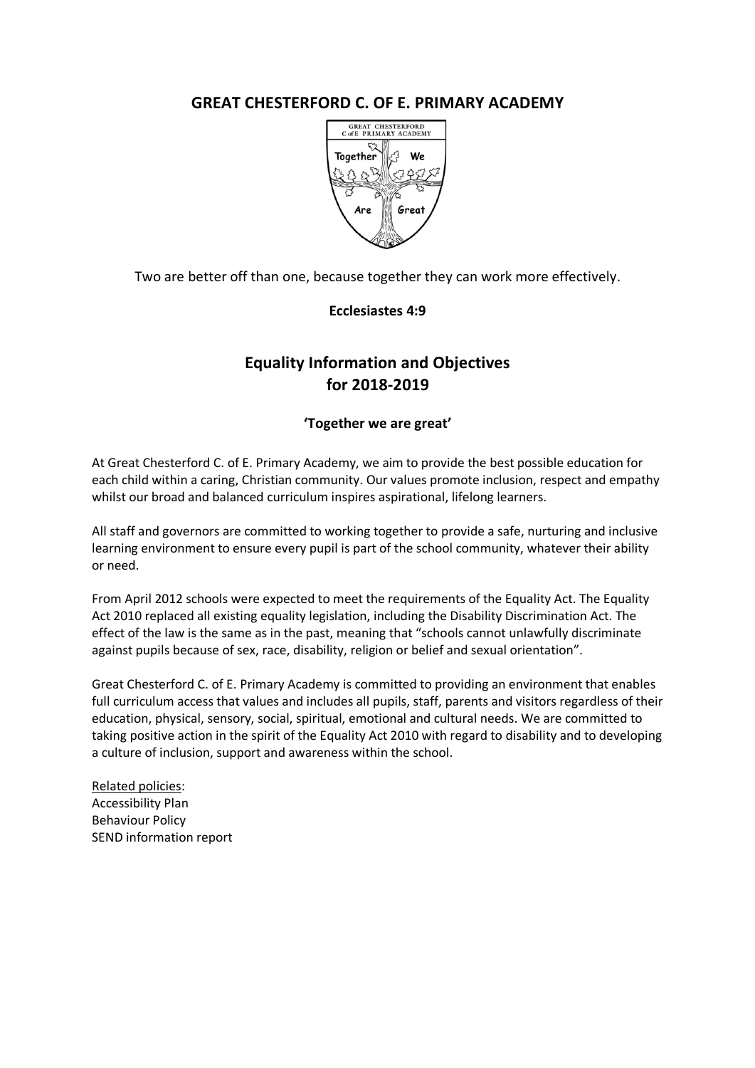# GREAT CHESTERFORD C. OF E. PRIMARY ACADEMY

Two are better off than one, because together they can work more effectively.

**Ecclesiastes 4:9**

## Equality Information and Objectives for 2018-2019

**'Together we are great'**

At Great Chesterford C. of E. Primary Academy, we aim to provide the best possible education for each child within a caring, Christian community. Our values promote inclusion, respect and empathy whilst our broad and balanced curriculum inspires aspirational, lifelong learners.

All staff and governors are committed to working together to provide a safe, nurturing and inclusive learning environment to ensure every pupil is part of the school community, whatever their ability or need.

From April 2012 schools were expected to meet the requirements of the Equality Act. The Equality Act 2010 replaced all existing equality legislation, including the Disability Discrimination Act. The effect of the law is the same as in the past, meaning that "schools cannot unlawfully discriminate against pupils because of sex, race, disability, religion or belief and sexual orientation".

Great Chesterford C. of E. Primary Academy is committed to providing an environment that enables full curriculum access that values and includes all pupils, staff, parents and visitors regardless of their education, physical, sensory, social, spiritual, emotional and cultural needs. We are committed to taking positive action in the spirit of the Equality Act 2010 with regard to disability and to developing a culture of inclusion, support and awareness within the school.

Related policies:
Accessibility Plan
Behaviour Policy
SEND information report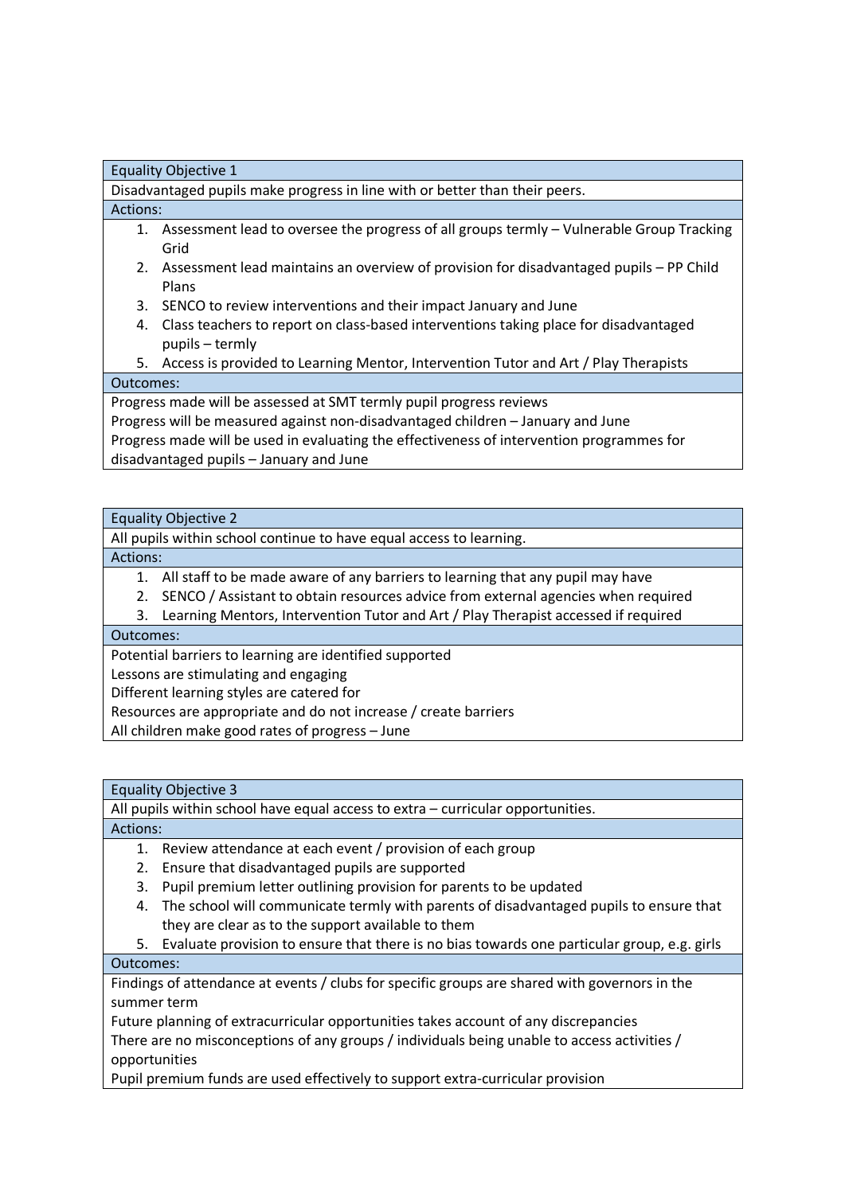| Equality Objective 1 |
| --- |
| Disadvantaged pupils make progress in line with or better than their peers. |
| Actions: |
| 1. Assessment lead to oversee the progress of all groups termly – Vulnerable Group Tracking Grid<br>2. Assessment lead maintains an overview of provision for disadvantaged pupils – PP Child Plans<br>3. SENCO to review interventions and their impact January and June<br>4. Class teachers to report on class-based interventions taking place for disadvantaged pupils – termly<br>5. Access is provided to Learning Mentor, Intervention Tutor and Art / Play Therapists |
| Outcomes: |
| Progress made will be assessed at SMT termly pupil progress reviews<br>Progress will be measured against non-disadvantaged children – January and June<br>Progress made will be used in evaluating the effectiveness of intervention programmes for disadvantaged pupils – January and June |

| Equality Objective 2 |
| --- |
| All pupils within school continue to have equal access to learning. |
| Actions: |
| 1. All staff to be made aware of any barriers to learning that any pupil may have<br>2. SENCO / Assistant to obtain resources advice from external agencies when required<br>3. Learning Mentors, Intervention Tutor and Art / Play Therapist accessed if required |
| Outcomes: |
| Potential barriers to learning are identified supported<br>Lessons are stimulating and engaging<br>Different learning styles are catered for<br>Resources are appropriate and do not increase / create barriers<br>All children make good rates of progress – June |

| Equality Objective 3 |
| --- |
| All pupils within school have equal access to extra – curricular opportunities. |
| Actions: |
| 1. Review attendance at each event / provision of each group<br>2. Ensure that disadvantaged pupils are supported<br>3. Pupil premium letter outlining provision for parents to be updated<br>4. The school will communicate termly with parents of disadvantaged pupils to ensure that they are clear as to the support available to them<br>5. Evaluate provision to ensure that there is no bias towards one particular group, e.g. girls |
| Outcomes: |
| Findings of attendance at events / clubs for specific groups are shared with governors in the summer term<br>Future planning of extracurricular opportunities takes account of any discrepancies<br>There are no misconceptions of any groups / individuals being unable to access activities / opportunities<br>Pupil premium funds are used effectively to support extra-curricular provision |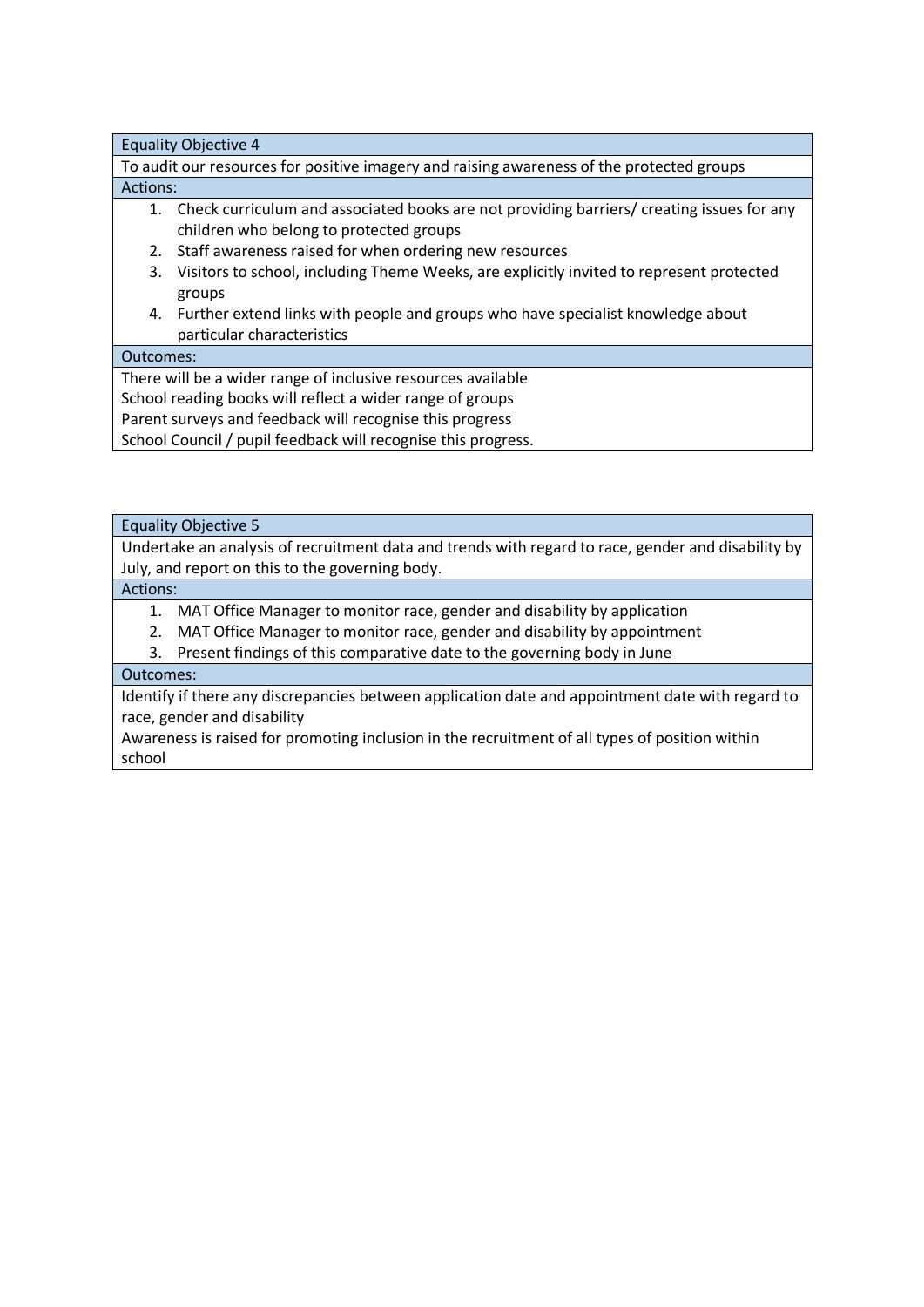| Equality Objective 4 |
| --- |
| To audit our resources for positive imagery and raising awareness of the protected groups |
| Actions: |
| 1. Check curriculum and associated books are not providing barriers/ creating issues for any children who belong to protected groups<br>2. Staff awareness raised for when ordering new resources<br>3. Visitors to school, including Theme Weeks, are explicitly invited to represent protected groups<br>4. Further extend links with people and groups who have specialist knowledge about particular characteristics |
| Outcomes: |
| There will be a wider range of inclusive resources available<br>School reading books will reflect a wider range of groups<br>Parent surveys and feedback will recognise this progress<br>School Council / pupil feedback will recognise this progress. |

| Equality Objective 5 |
| --- |
| Undertake an analysis of recruitment data and trends with regard to race, gender and disability by July, and report on this to the governing body. |
| Actions: |
| 1. MAT Office Manager to monitor race, gender and disability by application<br>2. MAT Office Manager to monitor race, gender and disability by appointment<br>3. Present findings of this comparative date to the governing body in June |
| Outcomes: |
| Identify if there any discrepancies between application date and appointment date with regard to race, gender and disability<br>Awareness is raised for promoting inclusion in the recruitment of all types of position within school |